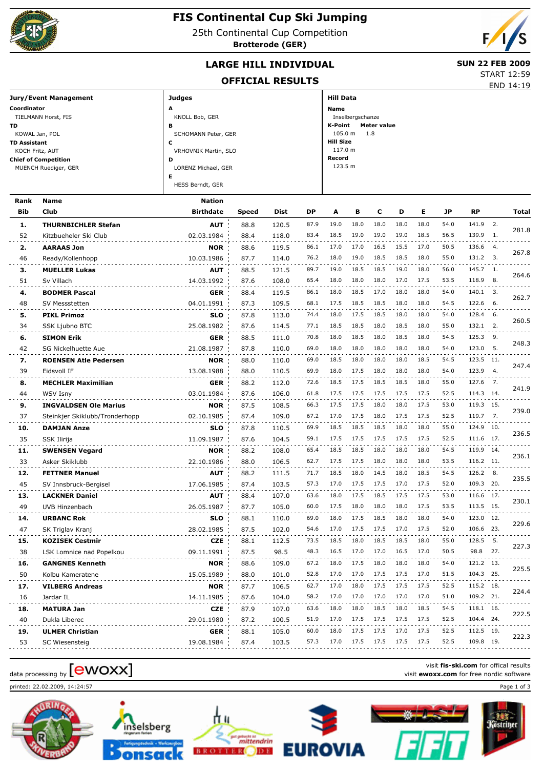# FIS Continental Cup Ski Jumping

25th Continental Cup Competition
**Brotterode (GER)**

## LARGE HILL INDIVIDUAL

## OFFICIAL RESULTS

**SUN 22 FEB 2009**
START 12:59
END 14:19

**Jury/Event Management**

**Coordinator**
TIELMANN Horst, FIS
**TD**
KOWAL Jan, POL
**TD Assistant**
KOCH Fritz, AUT
**Chief of Competition**
MUENCH Ruediger, GER

**Judges**

**A**
KNOLL Bob, GER
**B**
SCHOMANN Peter, GER
**C**
VRHOVNIK Martin, SLO
**D**
LORENZ Michael, GER
**E**
HESS Berndt, GER

**Hill Data**

**Name**
Inselbergschanze
**K-Point** 105.0 m **Meter value** 1.8
**Hill Size**
117.0 m
**Record**
123.5 m

| Rank / Bib | Name / Club | Nation / Birthdate | Speed | Dist | DP | A | B | C | D | E | JP | RP | | Total |
|---|---|---|---|---|---|---|---|---|---|---|---|---|---|---|
| **1.** | **THURNBICHLER Stefan** | **AUT** | 88.8 | 120.5 | 87.9 | 19.0 | 18.0 | 18.0 | 18.0 | 18.0 | 54.0 | 141.9 | 2. | 281.8 |
| 52 | Kitzbueheler Ski Club | 02.03.1984 | 88.4 | 118.0 | 83.4 | 18.5 | 19.0 | 19.0 | 19.0 | 18.5 | 56.5 | 139.9 | 1. | |
| **2.** | **AARAAS Jon** | **NOR** | 88.6 | 119.5 | 86.1 | 17.0 | 17.0 | 16.5 | 15.5 | 17.0 | 50.5 | 136.6 | 4. | 267.8 |
| 46 | Ready/Kollenhopp | 10.03.1986 | 87.7 | 114.0 | 76.2 | 18.0 | 19.0 | 18.5 | 18.5 | 18.0 | 55.0 | 131.2 | 3. | |
| **3.** | **MUELLER Lukas** | **AUT** | 88.5 | 121.5 | 89.7 | 19.0 | 18.5 | 18.5 | 19.0 | 18.0 | 56.0 | 145.7 | 1. | 264.6 |
| 51 | Sv Villach | 14.03.1992 | 87.6 | 108.0 | 65.4 | 18.0 | 18.0 | 18.0 | 17.0 | 17.5 | 53.5 | 118.9 | 8. | |
| **4.** | **BODMER Pascal** | **GER** | 88.4 | 119.5 | 86.1 | 18.0 | 18.5 | 17.0 | 18.0 | 18.0 | 54.0 | 140.1 | 3. | 262.7 |
| 48 | SV Messstetten | 04.01.1991 | 87.3 | 109.5 | 68.1 | 17.5 | 18.5 | 18.5 | 18.0 | 18.0 | 54.5 | 122.6 | 6. | |
| **5.** | **PIKL Primoz** | **SLO** | 87.8 | 113.0 | 74.4 | 18.0 | 17.5 | 18.5 | 18.0 | 18.0 | 54.0 | 128.4 | 6. | 260.5 |
| 34 | SSK Ljubno BTC | 25.08.1982 | 87.6 | 114.5 | 77.1 | 18.5 | 18.5 | 18.0 | 18.5 | 18.0 | 55.0 | 132.1 | 2. | |
| **6.** | **SIMON Erik** | **GER** | 88.5 | 111.0 | 70.8 | 18.0 | 18.5 | 18.0 | 18.5 | 18.0 | 54.5 | 125.3 | 9. | 248.3 |
| 42 | SG Nickelhuette Aue | 21.08.1987 | 87.8 | 110.0 | 69.0 | 18.0 | 18.0 | 18.0 | 18.0 | 18.0 | 54.0 | 123.0 | 5. | |
| **7.** | **ROENSEN Atle Pedersen** | **NOR** | 88.0 | 110.0 | 69.0 | 18.5 | 18.0 | 18.0 | 18.0 | 18.5 | 54.5 | 123.5 | 11. | 247.4 |
| 39 | Eidsvoll IF | 13.08.1988 | 88.0 | 110.5 | 69.9 | 18.0 | 17.5 | 18.0 | 18.0 | 18.0 | 54.0 | 123.9 | 4. | |
| **8.** | **MECHLER Maximilian** | **GER** | 88.2 | 112.0 | 72.6 | 18.5 | 17.5 | 18.5 | 18.5 | 18.0 | 55.0 | 127.6 | 7. | 241.9 |
| 44 | WSV Isny | 03.01.1984 | 87.6 | 106.0 | 61.8 | 17.5 | 17.5 | 17.5 | 17.5 | 17.5 | 52.5 | 114.3 | 14. | |
| **9.** | **INGVALDSEN Ole Marius** | **NOR** | 87.5 | 108.5 | 66.3 | 17.5 | 17.5 | 18.0 | 18.0 | 17.5 | 53.0 | 119.3 | 15. | 239.0 |
| 37 | Steinkjer Skiklubb/Tronderhopp | 02.10.1985 | 87.4 | 109.0 | 67.2 | 17.0 | 17.5 | 18.0 | 17.5 | 17.5 | 52.5 | 119.7 | 7. | |
| **10.** | **DAMJAN Anze** | **SLO** | 87.8 | 110.5 | 69.9 | 18.5 | 18.5 | 18.5 | 18.0 | 18.0 | 55.0 | 124.9 | 10. | 236.5 |
| 35 | SSK Ilirija | 11.09.1987 | 87.6 | 104.5 | 59.1 | 17.5 | 17.5 | 17.5 | 17.5 | 17.5 | 52.5 | 111.6 | 17. | |
| **11.** | **SWENSEN Vegard** | **NOR** | 88.2 | 108.0 | 65.4 | 18.5 | 18.5 | 18.0 | 18.0 | 18.0 | 54.5 | 119.9 | 14. | 236.1 |
| 33 | Asker Skiklubb | 22.10.1986 | 88.0 | 106.5 | 62.7 | 17.5 | 17.5 | 18.0 | 18.0 | 18.0 | 53.5 | 116.2 | 11. | |
| **12.** | **FETTNER Manuel** | **AUT** | 88.2 | 111.5 | 71.7 | 18.5 | 18.0 | 14.5 | 18.0 | 18.5 | 54.5 | 126.2 | 8. | 235.5 |
| 45 | SV Innsbruck-Bergisel | 17.06.1985 | 87.4 | 103.5 | 57.3 | 17.0 | 17.5 | 17.5 | 17.0 | 17.5 | 52.0 | 109.3 | 20. | |
| **13.** | **LACKNER Daniel** | **AUT** | 88.4 | 107.0 | 63.6 | 18.0 | 17.5 | 18.5 | 17.5 | 17.5 | 53.0 | 116.6 | 17. | 230.1 |
| 49 | UVB Hinzenbach | 26.05.1987 | 87.7 | 105.0 | 60.0 | 17.5 | 18.0 | 18.0 | 18.0 | 17.5 | 53.5 | 113.5 | 15. | |
| **14.** | **URBANC Rok** | **SLO** | 88.1 | 110.0 | 69.0 | 18.0 | 17.5 | 18.5 | 18.0 | 18.0 | 54.0 | 123.0 | 12. | 229.6 |
| 47 | SK Triglav Kranj | 28.02.1985 | 87.5 | 102.0 | 54.6 | 17.0 | 17.5 | 17.5 | 17.0 | 17.5 | 52.0 | 106.6 | 23. | |
| **15.** | **KOZISEK Cestmir** | **CZE** | 88.1 | 112.5 | 73.5 | 18.5 | 18.0 | 18.5 | 18.5 | 18.0 | 55.0 | 128.5 | 5. | 227.3 |
| 38 | LSK Lomnice nad Popelkou | 09.11.1991 | 87.5 | 98.5 | 48.3 | 16.5 | 17.0 | 17.0 | 16.5 | 17.0 | 50.5 | 98.8 | 27. | |
| **16.** | **GANGNES Kenneth** | **NOR** | 88.6 | 109.0 | 67.2 | 18.0 | 17.5 | 18.0 | 18.0 | 18.0 | 54.0 | 121.2 | 13. | 225.5 |
| 50 | Kolbu Kameratene | 15.05.1989 | 88.0 | 101.0 | 52.8 | 17.0 | 17.0 | 17.5 | 17.5 | 17.0 | 51.5 | 104.3 | 25. | |
| **17.** | **VILBERG Andreas** | **NOR** | 87.7 | 106.5 | 62.7 | 17.0 | 18.0 | 17.5 | 17.5 | 17.5 | 52.5 | 115.2 | 18. | 224.4 |
| 16 | Jardar IL | 14.11.1985 | 87.6 | 104.0 | 58.2 | 17.0 | 17.0 | 17.0 | 17.0 | 17.0 | 51.0 | 109.2 | 21. | |
| **18.** | **MATURA Jan** | **CZE** | 87.9 | 107.0 | 63.6 | 18.0 | 18.0 | 18.5 | 18.0 | 18.5 | 54.5 | 118.1 | 16. | 222.5 |
| 40 | Dukla Liberec | 29.01.1980 | 87.2 | 100.5 | 51.9 | 17.0 | 17.5 | 17.5 | 17.5 | 17.5 | 52.5 | 104.4 | 24. | |
| **19.** | **ULMER Christian** | **GER** | 88.1 | 105.0 | 60.0 | 18.0 | 17.5 | 17.5 | 17.0 | 17.5 | 52.5 | 112.5 | 19. | 222.3 |
| 53 | SC Wiesensteig | 19.08.1984 | 87.4 | 103.5 | 57.3 | 17.0 | 17.5 | 17.5 | 17.5 | 17.5 | 52.5 | 109.8 | 19. | |

data processing by [ewoxx]

visit **fis-ski.com** for offical results
visit **ewoxx.com** for free nordic software

printed: 22.02.2009, 14:24:57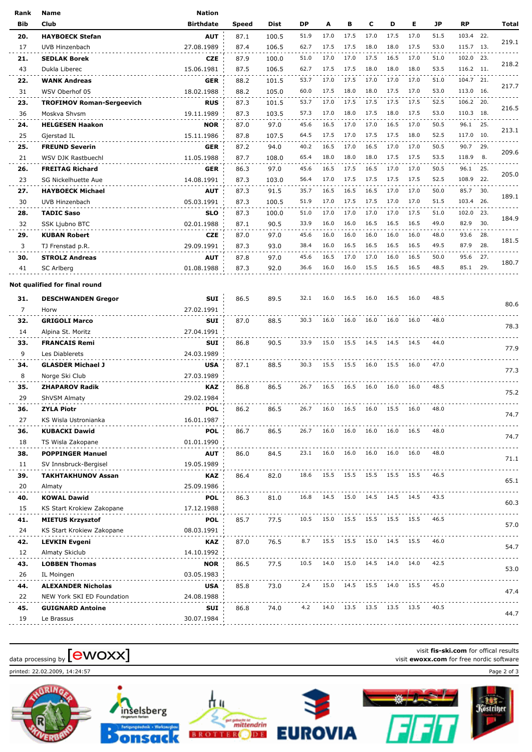| Rank | Name | Nation | Speed | Dist | DP | A | B | C | D | E | JP | RP | | Total |
|---|---|---|---|---|---|---|---|---|---|---|---|---|---|---|
| Bib | Club | Birthdate | | | | | | | | | | | | |
| 20. | HAYBOECK Stefan | AUT | 87.1 | 100.5 | 51.9 | 17.0 | 17.5 | 17.0 | 17.5 | 17.0 | 51.5 | 103.4 | 22. | 219.1 |
| 17 | UVB Hinzenbach | 27.08.1989 | 87.4 | 106.5 | 62.7 | 17.5 | 17.5 | 18.0 | 18.0 | 17.5 | 53.0 | 115.7 | 13. | |
| 21. | SEDLAK Borek | CZE | 87.9 | 100.0 | 51.0 | 17.0 | 17.0 | 17.5 | 16.5 | 17.0 | 51.0 | 102.0 | 23. | 218.2 |
| 43 | Dukla Liberec | 15.06.1981 | 87.5 | 106.5 | 62.7 | 17.5 | 17.5 | 18.0 | 18.0 | 18.0 | 53.5 | 116.2 | 11. | |
| 22. | WANK Andreas | GER | 88.2 | 101.5 | 53.7 | 17.0 | 17.5 | 17.0 | 17.0 | 17.0 | 51.0 | 104.7 | 21. | 217.7 |
| 31 | WSV Oberhof 05 | 18.02.1988 | 88.2 | 105.0 | 60.0 | 17.5 | 18.0 | 18.0 | 17.5 | 17.0 | 53.0 | 113.0 | 16. | |
| 23. | TROFIMOV Roman-Sergeevich | RUS | 87.3 | 101.5 | 53.7 | 17.0 | 17.5 | 17.5 | 17.5 | 17.5 | 52.5 | 106.2 | 20. | 216.5 |
| 36 | Moskva Shvsm | 19.11.1989 | 87.3 | 103.5 | 57.3 | 17.0 | 18.0 | 17.5 | 18.0 | 17.5 | 53.0 | 110.3 | 18. | |
| 24. | HELGESEN Haakon | NOR | 87.0 | 97.0 | 45.6 | 16.5 | 17.0 | 17.0 | 16.5 | 17.0 | 50.5 | 96.1 | 25. | 213.1 |
| 25 | Gjerstad IL | 15.11.1986 | 87.8 | 107.5 | 64.5 | 17.5 | 17.0 | 17.5 | 17.5 | 18.0 | 52.5 | 117.0 | 10. | |
| 25. | FREUND Severin | GER | 87.2 | 94.0 | 40.2 | 16.5 | 17.0 | 16.5 | 17.0 | 17.0 | 50.5 | 90.7 | 29. | 209.6 |
| 21 | WSV DJK Rastbuechl | 11.05.1988 | 87.7 | 108.0 | 65.4 | 18.0 | 18.0 | 18.0 | 17.5 | 17.5 | 53.5 | 118.9 | 8. | |
| 26. | FREITAG Richard | GER | 86.3 | 97.0 | 45.6 | 16.5 | 17.5 | 16.5 | 17.0 | 17.0 | 50.5 | 96.1 | 25. | 205.0 |
| 23 | SG Nickelhuette Aue | 14.08.1991 | 87.3 | 103.0 | 56.4 | 17.0 | 17.5 | 17.5 | 17.5 | 17.5 | 52.5 | 108.9 | 22. | |
| 27. | HAYBOECK Michael | AUT | 87.3 | 91.5 | 35.7 | 16.5 | 16.5 | 16.5 | 17.0 | 17.0 | 50.0 | 85.7 | 30. | 189.1 |
| 30 | UVB Hinzenbach | 05.03.1991 | 87.3 | 100.5 | 51.9 | 17.0 | 17.5 | 17.5 | 17.0 | 17.0 | 51.5 | 103.4 | 26. | |
| 28. | TADIC Saso | SLO | 87.3 | 100.0 | 51.0 | 17.0 | 17.0 | 17.0 | 17.0 | 17.5 | 51.0 | 102.0 | 23. | 184.9 |
| 32 | SSK Ljubno BTC | 02.01.1988 | 87.1 | 90.5 | 33.9 | 16.0 | 16.0 | 16.5 | 16.5 | 16.5 | 49.0 | 82.9 | 30. | |
| 29. | KUBAN Robert | CZE | 87.0 | 97.0 | 45.6 | 16.0 | 16.0 | 16.0 | 16.0 | 16.0 | 48.0 | 93.6 | 28. | 181.5 |
| 3 | TJ Frenstad p.R. | 29.09.1991 | 87.3 | 93.0 | 38.4 | 16.0 | 16.5 | 16.5 | 16.5 | 16.5 | 49.5 | 87.9 | 28. | |
| 30. | STROLZ Andreas | AUT | 87.8 | 97.0 | 45.6 | 16.5 | 17.0 | 17.0 | 16.0 | 16.5 | 50.0 | 95.6 | 27. | 180.7 |
| 41 | SC Arlberg | 01.08.1988 | 87.3 | 92.0 | 36.6 | 16.0 | 16.0 | 15.5 | 16.5 | 16.5 | 48.5 | 85.1 | 29. | |

**Not qualified for final round**

| Rank | Name | Nation | Speed | Dist | DP | A | B | C | D | E | JP | Total |
|---|---|---|---|---|---|---|---|---|---|---|---|---|
| Bib | Club | Birthdate | | | | | | | | | | |
| 31. | DESCHWANDEN Gregor | SUI | 86.5 | 89.5 | 32.1 | 16.0 | 16.5 | 16.0 | 16.5 | 16.0 | 48.5 | 80.6 |
| 7 | Horw | 27.02.1991 | | | | | | | | | | |
| 32. | GRIGOLI Marco | SUI | 87.0 | 88.5 | 30.3 | 16.0 | 16.0 | 16.0 | 16.0 | 16.0 | 48.0 | 78.3 |
| 14 | Alpina St. Moritz | 27.04.1991 | | | | | | | | | | |
| 33. | FRANCAIS Remi | SUI | 86.8 | 90.5 | 33.9 | 15.0 | 15.5 | 14.5 | 14.5 | 14.5 | 44.0 | 77.9 |
| 9 | Les Diablerets | 24.03.1989 | | | | | | | | | | |
| 34. | GLASDER Michael J | USA | 87.1 | 88.5 | 30.3 | 15.5 | 15.5 | 16.0 | 15.5 | 16.0 | 47.0 | 77.3 |
| 8 | Norge Ski Club | 27.03.1989 | | | | | | | | | | |
| 35. | ZHAPAROV Radik | KAZ | 86.8 | 86.5 | 26.7 | 16.5 | 16.5 | 16.0 | 16.0 | 16.0 | 48.5 | 75.2 |
| 29 | ShVSM Almaty | 29.02.1984 | | | | | | | | | | |
| 36. | ZYLA Piotr | POL | 86.2 | 86.5 | 26.7 | 16.0 | 16.5 | 16.0 | 15.5 | 16.0 | 48.0 | 74.7 |
| 27 | KS Wisla Ustronianka | 16.01.1987 | | | | | | | | | | |
| 36. | KUBACKI Dawid | POL | 86.7 | 86.5 | 26.7 | 16.0 | 16.0 | 16.0 | 16.0 | 16.5 | 48.0 | 74.7 |
| 18 | TS Wisla Zakopane | 01.01.1990 | | | | | | | | | | |
| 38. | POPPINGER Manuel | AUT | 86.0 | 84.5 | 23.1 | 16.0 | 16.0 | 16.0 | 16.0 | 16.0 | 48.0 | 71.1 |
| 11 | SV Innsbruck-Bergisel | 19.05.1989 | | | | | | | | | | |
| 39. | TAKHTAKHUNOV Assan | KAZ | 86.4 | 82.0 | 18.6 | 15.5 | 15.5 | 15.5 | 15.5 | 15.5 | 46.5 | 65.1 |
| 20 | Almaty | 25.09.1986 | | | | | | | | | | |
| 40. | KOWAL Dawid | POL | 86.3 | 81.0 | 16.8 | 14.5 | 15.0 | 14.5 | 14.5 | 14.5 | 43.5 | 60.3 |
| 15 | KS Start Krokiew Zakopane | 17.12.1988 | | | | | | | | | | |
| 41. | MIETUS Krzysztof | POL | 85.7 | 77.5 | 10.5 | 15.0 | 15.5 | 15.5 | 15.5 | 15.5 | 46.5 | 57.0 |
| 24 | KS Start Krokiew Zakopane | 08.03.1991 | | | | | | | | | | |
| 42. | LEVKIN Evgeni | KAZ | 87.0 | 76.5 | 8.7 | 15.5 | 15.5 | 15.0 | 14.5 | 15.5 | 46.0 | 54.7 |
| 12 | Almaty Skiclub | 14.10.1992 | | | | | | | | | | |
| 43. | LOBBEN Thomas | NOR | 86.5 | 77.5 | 10.5 | 14.0 | 15.0 | 14.5 | 14.0 | 14.0 | 42.5 | 53.0 |
| 26 | IL Moingen | 03.05.1983 | | | | | | | | | | |
| 44. | ALEXANDER Nicholas | USA | 85.8 | 73.0 | 2.4 | 15.0 | 14.5 | 15.5 | 14.0 | 15.5 | 45.0 | 47.4 |
| 22 | NEW York SKI ED Foundation | 24.08.1988 | | | | | | | | | | |
| 45. | GUIGNARD Antoine | SUI | 86.8 | 74.0 | 4.2 | 14.0 | 13.5 | 13.5 | 13.5 | 13.5 | 40.5 | 44.7 |
| 19 | Le Brassus | 30.07.1984 | | | | | | | | | | |

data processing by [ewoxx]

visit **fis-ski.com** for offical results
visit **ewoxx.com** for free nordic software

printed: 22.02.2009, 14:24:57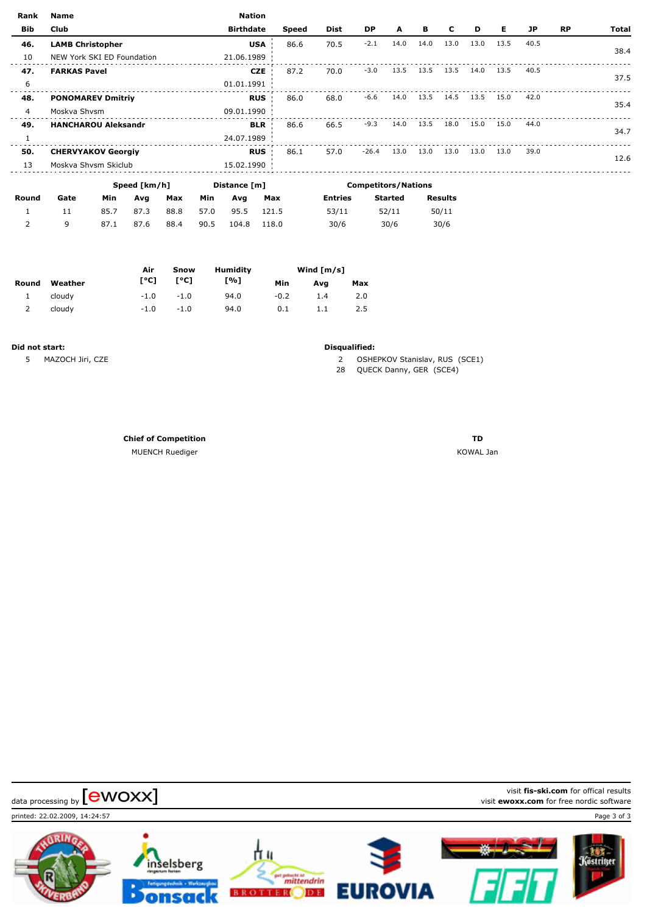| Rank | Name | Nation | Speed | Dist | DP | A | B | C | D | E | JP | RP | Total |
|---|---|---|---|---|---|---|---|---|---|---|---|---|---|
| Bib | Club | Birthdate | | | | | | | | | | | |
| 46. | LAMB Christopher | USA | 86.6 | 70.5 | -2.1 | 14.0 | 14.0 | 13.0 | 13.0 | 13.5 | 40.5 | | 38.4 |
| 10 | NEW York SKI ED Foundation | 21.06.1989 | | | | | | | | | | | |
| 47. | FARKAS Pavel | CZE | 87.2 | 70.0 | -3.0 | 13.5 | 13.5 | 13.5 | 14.0 | 13.5 | 40.5 | | 37.5 |
| 6 | | 01.01.1991 | | | | | | | | | | | |
| 48. | PONOMAREV Dmitriy | RUS | 86.0 | 68.0 | -6.6 | 14.0 | 13.5 | 14.5 | 13.5 | 15.0 | 42.0 | | 35.4 |
| 4 | Moskva Shvsm | 09.01.1990 | | | | | | | | | | | |
| 49. | HANCHAROU Aleksandr | BLR | 86.6 | 66.5 | -9.3 | 14.0 | 13.5 | 18.0 | 15.0 | 15.0 | 44.0 | | 34.7 |
| 1 | | 24.07.1989 | | | | | | | | | | | |
| 50. | CHERVYAKOV Georgiy | RUS | 86.1 | 57.0 | -26.4 | 13.0 | 13.0 | 13.0 | 13.0 | 13.0 | 39.0 | | 12.6 |
| 13 | Moskva Shvsm Skiclub | 15.02.1990 | | | | | | | | | | | |

| | | Speed [km/h] | | | Distance [m] | | | Competitors/Nations | | |
|---|---|---|---|---|---|---|---|---|---|---|
| Round | Gate | Min | Avg | Max | Min | Avg | Max | Entries | Started | Results |
| 1 | 11 | 85.7 | 87.3 | 88.8 | 57.0 | 95.5 | 121.5 | 53/11 | 52/11 | 50/11 |
| 2 | 9 | 87.1 | 87.6 | 88.4 | 90.5 | 104.8 | 118.0 | 30/6 | 30/6 | 30/6 |

| Round | Weather | Air [°C] | Snow [°C] | Humidity [%] | Wind [m/s] Min | Avg | Max |
|---|---|---|---|---|---|---|---|
| 1 | cloudy | -1.0 | -1.0 | 94.0 | -0.2 | 1.4 | 2.0 |
| 2 | cloudy | -1.0 | -1.0 | 94.0 | 0.1 | 1.1 | 2.5 |

**Did not start:**

5 MAZOCH Jiri, CZE

**Disqualified:**

2 OSHEPKOV Stanislav, RUS (SCE1)
28 QUECK Danny, GER (SCE4)

**Chief of Competition**
MUENCH Ruediger

**TD**
KOWAL Jan

data processing by [ewoxx]

visit **fis-ski.com** for offical results
visit **ewoxx.com** for free nordic software

printed: 22.02.2009, 14:24:57